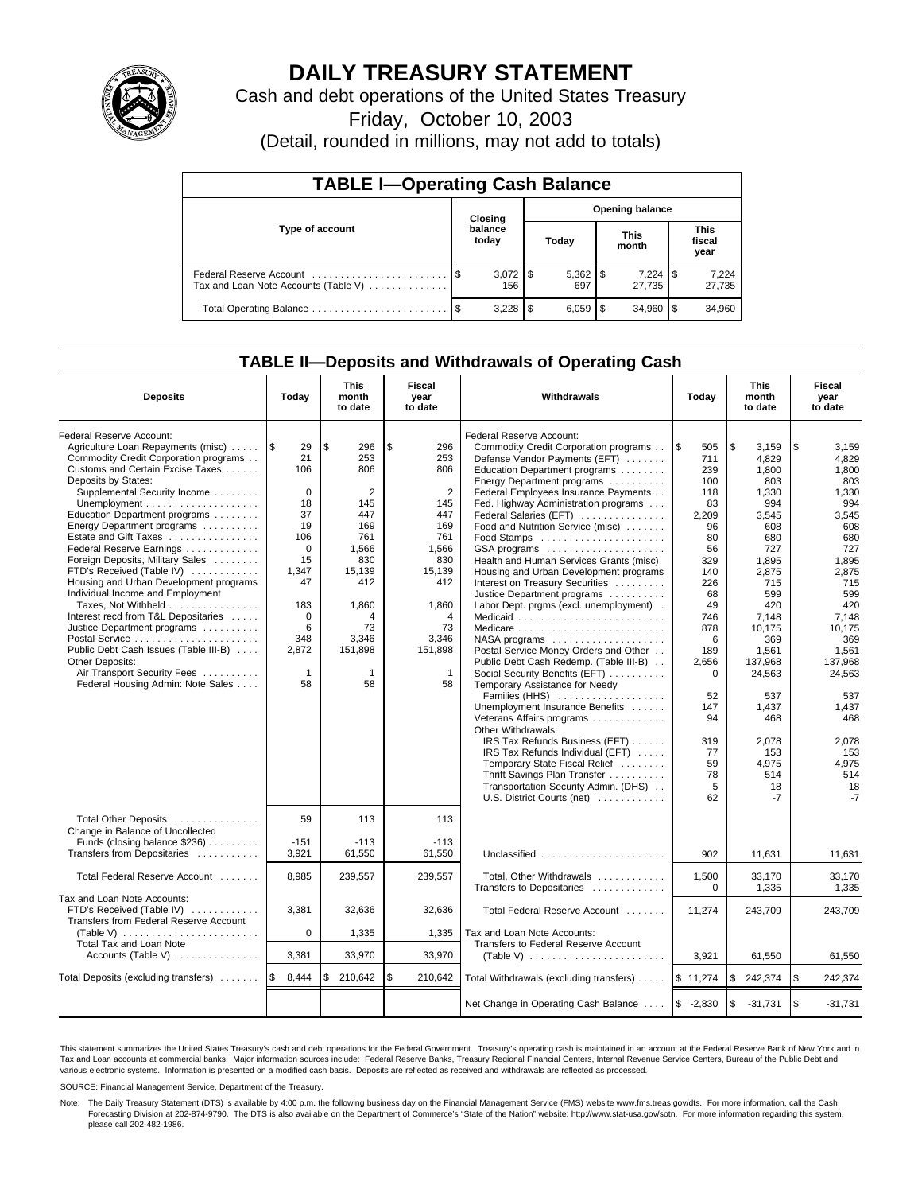# DAILY TREASURY STATEMENT

Cash and debt operations of the United States Treasury

Friday, October 10, 2003

(Detail, rounded in millions, may not add to totals)

## TABLE I—Operating Cash Balance

| Type of account | Closing balance today | Opening balance Today | Opening balance This month | Opening balance This fiscal year |
|---|---|---|---|---|
| Federal Reserve Account | $ 3,072 | $ 5,362 | $ 7,224 | $ 7,224 |
| Tax and Loan Note Accounts (Table V) | 156 | 697 | 27,735 | 27,735 |
| Total Operating Balance | $ 3,228 | $ 6,059 | $ 34,960 | $ 34,960 |

## TABLE II—Deposits and Withdrawals of Operating Cash

| Deposits | Today | This month to date | Fiscal year to date | Withdrawals | Today | This month to date | Fiscal year to date |
|---|---|---|---|---|---|---|---|
| Federal Reserve Account: | | | | Federal Reserve Account: | | | |
| Agriculture Loan Repayments (misc) | $ 29 | $ 296 | $ 296 | Commodity Credit Corporation programs | $ 505 | $ 3,159 | $ 3,159 |
| Commodity Credit Corporation programs | 21 | 253 | 253 | Defense Vendor Payments (EFT) | 711 | 4,829 | 4,829 |
| Customs and Certain Excise Taxes | 106 | 806 | 806 | Education Department programs | 239 | 1,800 | 1,800 |
| Deposits by States: | | | | Energy Department programs | 100 | 803 | 803 |
| Supplemental Security Income | 0 | 2 | 2 | Federal Employees Insurance Payments | 118 | 1,330 | 1,330 |
| Unemployment | 18 | 145 | 145 | Fed. Highway Administration programs | 83 | 994 | 994 |
| Education Department programs | 37 | 447 | 447 | Federal Salaries (EFT) | 2,209 | 3,545 | 3,545 |
| Energy Department programs | 19 | 169 | 169 | Food and Nutrition Service (misc) | 96 | 608 | 608 |
| Estate and Gift Taxes | 106 | 761 | 761 | Food Stamps | 80 | 680 | 680 |
| Federal Reserve Earnings | 0 | 1,566 | 1,566 | GSA programs | 56 | 727 | 727 |
| Foreign Deposits, Military Sales | 15 | 830 | 830 | Health and Human Services Grants (misc) | 329 | 1,895 | 1,895 |
| FTD's Received (Table IV) | 1,347 | 15,139 | 15,139 | Housing and Urban Development programs | 140 | 2,875 | 2,875 |
| Housing and Urban Development programs | 47 | 412 | 412 | Interest on Treasury Securities | 226 | 715 | 715 |
| Individual Income and Employment | | | | Justice Department programs | 68 | 599 | 599 |
| Taxes, Not Withheld | 183 | 1,860 | 1,860 | Labor Dept. prgms (excl. unemployment) | 49 | 420 | 420 |
| Interest recd from T&L Depositaries | 0 | 4 | 4 | Medicaid | 746 | 7,148 | 7,148 |
| Justice Department programs | 6 | 73 | 73 | Medicare | 878 | 10,175 | 10,175 |
| Postal Service | 348 | 3,346 | 3,346 | NASA programs | 6 | 369 | 369 |
| Public Debt Cash Issues (Table III-B) | 2,872 | 151,898 | 151,898 | Postal Service Money Orders and Other | 189 | 1,561 | 1,561 |
| Other Deposits: | | | | Public Debt Cash Redemp. (Table III-B) | 2,656 | 137,968 | 137,968 |
| Air Transport Security Fees | 1 | 1 | 1 | Social Security Benefits (EFT) | 0 | 24,563 | 24,563 |
| Federal Housing Admin: Note Sales | 58 | 58 | 58 | Temporary Assistance for Needy | | | |
| | | | | Families (HHS) | 52 | 537 | 537 |
| | | | | Unemployment Insurance Benefits | 147 | 1,437 | 1,437 |
| | | | | Veterans Affairs programs | 94 | 468 | 468 |
| | | | | Other Withdrawals: | | | |
| | | | | IRS Tax Refunds Business (EFT) | 319 | 2,078 | 2,078 |
| | | | | IRS Tax Refunds Individual (EFT) | 77 | 153 | 153 |
| | | | | Temporary State Fiscal Relief | 59 | 4,975 | 4,975 |
| | | | | Thrift Savings Plan Transfer | 78 | 514 | 514 |
| | | | | Transportation Security Admin. (DHS) | 5 | 18 | 18 |
| | | | | U.S. District Courts (net) | 62 | -7 | -7 |
| Total Other Deposits | 59 | 113 | 113 | | | | |
| Change in Balance of Uncollected | | | | | | | |
| Funds (closing balance $236) | -151 | -113 | -113 | | | | |
| Transfers from Depositaries | 3,921 | 61,550 | 61,550 | Unclassified | 902 | 11,631 | 11,631 |
| Total Federal Reserve Account | 8,985 | 239,557 | 239,557 | Total, Other Withdrawals | 1,500 | 33,170 | 33,170 |
| | | | | Transfers to Depositaries | 0 | 1,335 | 1,335 |
| Tax and Loan Note Accounts: | | | | | | | |
| FTD's Received (Table IV) | 3,381 | 32,636 | 32,636 | Total Federal Reserve Account | 11,274 | 243,709 | 243,709 |
| Transfers from Federal Reserve Account | | | | | | | |
| (Table V) | 0 | 1,335 | 1,335 | Tax and Loan Note Accounts: | | | |
| Total Tax and Loan Note | | | | Transfers to Federal Reserve Account | | | |
| Accounts (Table V) | 3,381 | 33,970 | 33,970 | (Table V) | 3,921 | 61,550 | 61,550 |
| Total Deposits (excluding transfers) | $ 8,444 | $ 210,642 | $ 210,642 | Total Withdrawals (excluding transfers) | $ 11,274 | $ 242,374 | $ 242,374 |
| | | | | Net Change in Operating Cash Balance | $ -2,830 | $ -31,731 | $ -31,731 |

This statement summarizes the United States Treasury's cash and debt operations for the Federal Government. Treasury's operating cash is maintained in an account at the Federal Reserve Bank of New York and in Tax and Loan accounts at commercial banks. Major information sources include: Federal Reserve Banks, Treasury Regional Financial Centers, Internal Revenue Service Centers, Bureau of the Public Debt and various electronic systems. Information is presented on a modified cash basis. Deposits are reflected as received and withdrawals are reflected as processed.

SOURCE: Financial Management Service, Department of the Treasury.

Note: The Daily Treasury Statement (DTS) is available by 4:00 p.m. the following business day on the Financial Management Service (FMS) website www.fms.treas.gov/dts. For more information, call the Cash Forecasting Division at 202-874-9790. The DTS is also available on the Department of Commerce's "State of the Nation" website: http://www.stat-usa.gov/sotn. For more information regarding this system, please call 202-482-1986.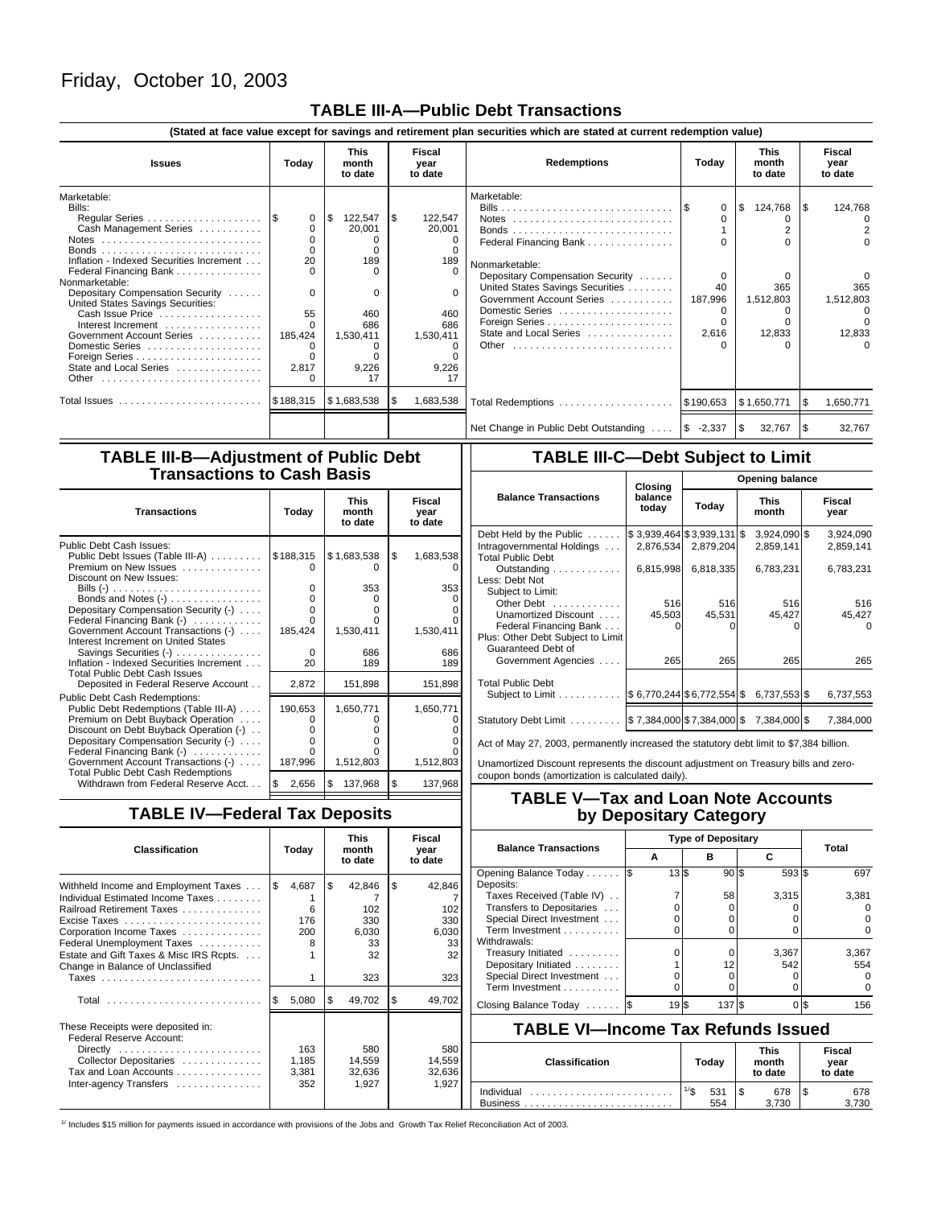# Friday, October 10, 2003

## TABLE III-A—Public Debt Transactions

(Stated at face value except for savings and retirement plan securities which are stated at current redemption value)

| Issues | Today | This month to date | Fiscal year to date |
|---|---|---|---|
| Marketable: | | | |
| Bills: | | | |
| Regular Series | $ 0 | $ 122,547 | $ 122,547 |
| Cash Management Series | 0 | 20,001 | 20,001 |
| Notes | 0 | 0 | 0 |
| Bonds | 0 | 0 | 0 |
| Inflation - Indexed Securities Increment | 20 | 189 | 189 |
| Federal Financing Bank | 0 | 0 | 0 |
| Nonmarketable: | | | |
| Depositary Compensation Security | 0 | 0 | 0 |
| United States Savings Securities: | | | |
| Cash Issue Price | 55 | 460 | 460 |
| Interest Increment | 0 | 686 | 686 |
| Government Account Series | 185,424 | 1,530,411 | 1,530,411 |
| Domestic Series | 0 | 0 | 0 |
| Foreign Series | 0 | 0 | 0 |
| State and Local Series | 2,817 | 9,226 | 9,226 |
| Other | 0 | 17 | 17 |
| Total Issues | $188,315 | $1,683,538 | $ 1,683,538 |

| Redemptions | Today | This month to date | Fiscal year to date |
|---|---|---|---|
| Marketable: | | | |
| Bills | $ 0 | $ 124,768 | $ 124,768 |
| Notes | 0 | 0 | 0 |
| Bonds | 1 | 2 | 2 |
| Federal Financing Bank | 0 | 0 | 0 |
| Nonmarketable: | | | |
| Depositary Compensation Security | 0 | 0 | 0 |
| United States Savings Securities | 40 | 365 | 365 |
| Government Account Series | 187,996 | 1,512,803 | 1,512,803 |
| Domestic Series | 0 | 0 | 0 |
| Foreign Series | 0 | 0 | 0 |
| State and Local Series | 2,616 | 12,833 | 12,833 |
| Other | 0 | 0 | 0 |
| Total Redemptions | $190,653 | $1,650,771 | $ 1,650,771 |
| Net Change in Public Debt Outstanding | $ -2,337 | $ 32,767 | $ 32,767 |

## TABLE III-B—Adjustment of Public Debt Transactions to Cash Basis

| Transactions | Today | This month to date | Fiscal year to date |
|---|---|---|---|
| Public Debt Cash Issues: | | | |
| Public Debt Issues (Table III-A) | $188,315 | $1,683,538 | $ 1,683,538 |
| Premium on New Issues | 0 | 0 | 0 |
| Discount on New Issues: | | | |
| Bills (-) | 0 | 353 | 353 |
| Bonds and Notes (-) | 0 | 0 | 0 |
| Depositary Compensation Security (-) | 0 | 0 | 0 |
| Federal Financing Bank (-) | 0 | 0 | 0 |
| Government Account Transactions (-) | 185,424 | 1,530,411 | 1,530,411 |
| Interest Increment on United States Savings Securities (-) | 0 | 686 | 686 |
| Inflation - Indexed Securities Increment | 20 | 189 | 189 |
| Total Public Debt Cash Issues Deposited in Federal Reserve Account | 2,872 | 151,898 | 151,898 |
| Public Debt Cash Redemptions: | | | |
| Public Debt Redemptions (Table III-A) | 190,653 | 1,650,771 | 1,650,771 |
| Premium on Debt Buyback Operation | 0 | 0 | 0 |
| Discount on Debt Buyback Operation (-) | 0 | 0 | 0 |
| Depositary Compensation Security (-) | 0 | 0 | 0 |
| Federal Financing Bank (-) | 0 | 0 | 0 |
| Government Account Transactions (-) | 187,996 | 1,512,803 | 1,512,803 |
| Total Public Debt Cash Redemptions Withdrawn from Federal Reserve Acct. | $ 2,656 | $ 137,968 | $ 137,968 |

## TABLE III-C—Debt Subject to Limit

| Balance Transactions | Closing balance today | Opening balance Today | Opening balance This month | Opening balance Fiscal year |
|---|---|---|---|---|
| Debt Held by the Public | $ 3,939,464 | $ 3,939,131 | $ 3,924,090 | $ 3,924,090 |
| Intragovernmental Holdings | 2,876,534 | 2,879,204 | 2,859,141 | 2,859,141 |
| Total Public Debt Outstanding | 6,815,998 | 6,818,335 | 6,783,231 | 6,783,231 |
| Less: Debt Not Subject to Limit: | | | | |
| Other Debt | 516 | 516 | 516 | 516 |
| Unamortized Discount | 45,503 | 45,531 | 45,427 | 45,427 |
| Federal Financing Bank | 0 | 0 | 0 | 0 |
| Plus: Other Debt Subject to Limit Guaranteed Debt of Government Agencies | 265 | 265 | 265 | 265 |
| Total Public Debt Subject to Limit | $ 6,770,244 | $ 6,772,554 | $ 6,737,553 | $ 6,737,553 |
| Statutory Debt Limit | $ 7,384,000 | $ 7,384,000 | $ 7,384,000 | $ 7,384,000 |

Act of May 27, 2003, permanently increased the statutory debt limit to $7,384 billion.

Unamortized Discount represents the discount adjustment on Treasury bills and zero-coupon bonds (amortization is calculated daily).

## TABLE IV—Federal Tax Deposits

| Classification | Today | This month to date | Fiscal year to date |
|---|---|---|---|
| Withheld Income and Employment Taxes | $ 4,687 | $ 42,846 | $ 42,846 |
| Individual Estimated Income Taxes | 1 | 7 | 7 |
| Railroad Retirement Taxes | 6 | 102 | 102 |
| Excise Taxes | 176 | 330 | 330 |
| Corporation Income Taxes | 200 | 6,030 | 6,030 |
| Federal Unemployment Taxes | 8 | 33 | 33 |
| Estate and Gift Taxes & Misc IRS Rcpts. | 1 | 32 | 32 |
| Change in Balance of Unclassified Taxes | 1 | 323 | 323 |
| Total | $ 5,080 | $ 49,702 | $ 49,702 |
| These Receipts were deposited in: | | | |
| Federal Reserve Account: | | | |
| Directly | 163 | 580 | 580 |
| Collector Depositaries | 1,185 | 14,559 | 14,559 |
| Tax and Loan Accounts | 3,381 | 32,636 | 32,636 |
| Inter-agency Transfers | 352 | 1,927 | 1,927 |

## TABLE V—Tax and Loan Note Accounts by Depositary Category

| Balance Transactions | Type of Depositary A | Type of Depositary B | Type of Depositary C | Total |
|---|---|---|---|---|
| Opening Balance Today | $ 13 | $ 90 | $ 593 | $ 697 |
| Deposits: | | | | |
| Taxes Received (Table IV) | 7 | 58 | 3,315 | 3,381 |
| Transfers to Depositaries | 0 | 0 | 0 | 0 |
| Special Direct Investment | 0 | 0 | 0 | 0 |
| Term Investment | 0 | 0 | 0 | 0 |
| Withdrawals: | | | | |
| Treasury Initiated | 0 | 0 | 3,367 | 3,367 |
| Depositary Initiated | 1 | 12 | 542 | 554 |
| Special Direct Investment | 0 | 0 | 0 | 0 |
| Term Investment | 0 | 0 | 0 | 0 |
| Closing Balance Today | $ 19 | $ 137 | $ 0 | $ 156 |

## TABLE VI—Income Tax Refunds Issued

| Classification | Today | This month to date | Fiscal year to date |
|---|---|---|---|
| Individual | [1/] $ 531 | $ 678 | $ 678 |
| Business | 554 | 3,730 | 3,730 |

[1/] Includes $15 million for payments issued in accordance with provisions of the Jobs and Growth Tax Relief Reconciliation Act of 2003.